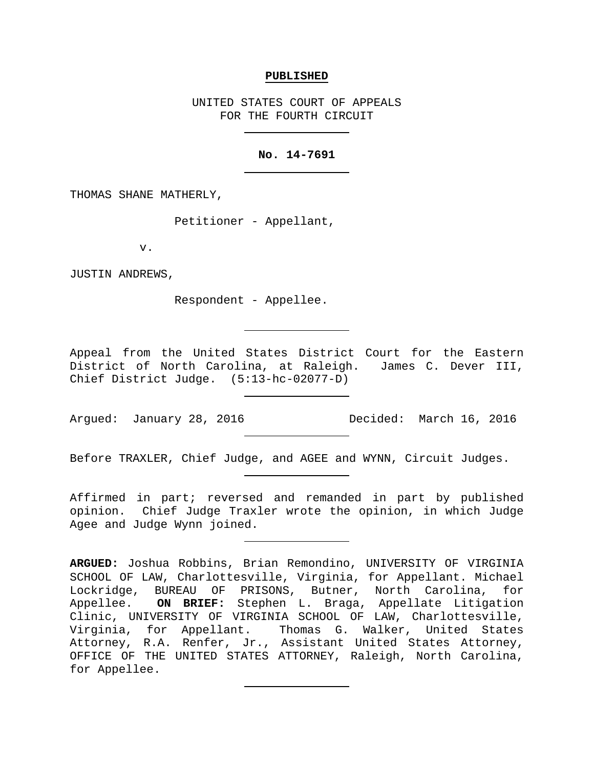**PUBLISHED**

UNITED STATES COURT OF APPEALS
FOR THE FOURTH CIRCUIT

---

**No. 14-7691**

---

THOMAS SHANE MATHERLY,

Petitioner - Appellant,

v.

JUSTIN ANDREWS,

Respondent - Appellee.

---

Appeal from the United States District Court for the Eastern District of North Carolina, at Raleigh. James C. Dever III, Chief District Judge. (5:13-hc-02077-D)

---

Argued: January 28, 2016 Decided: March 16, 2016

---

Before TRAXLER, Chief Judge, and AGEE and WYNN, Circuit Judges.

---

Affirmed in part; reversed and remanded in part by published opinion. Chief Judge Traxler wrote the opinion, in which Judge Agee and Judge Wynn joined.

---

**ARGUED:** Joshua Robbins, Brian Remondino, UNIVERSITY OF VIRGINIA SCHOOL OF LAW, Charlottesville, Virginia, for Appellant. Michael Lockridge, BUREAU OF PRISONS, Butner, North Carolina, for Appellee. **ON BRIEF:** Stephen L. Braga, Appellate Litigation Clinic, UNIVERSITY OF VIRGINIA SCHOOL OF LAW, Charlottesville, Virginia, for Appellant. Thomas G. Walker, United States Attorney, R.A. Renfer, Jr., Assistant United States Attorney, OFFICE OF THE UNITED STATES ATTORNEY, Raleigh, North Carolina, for Appellee.

---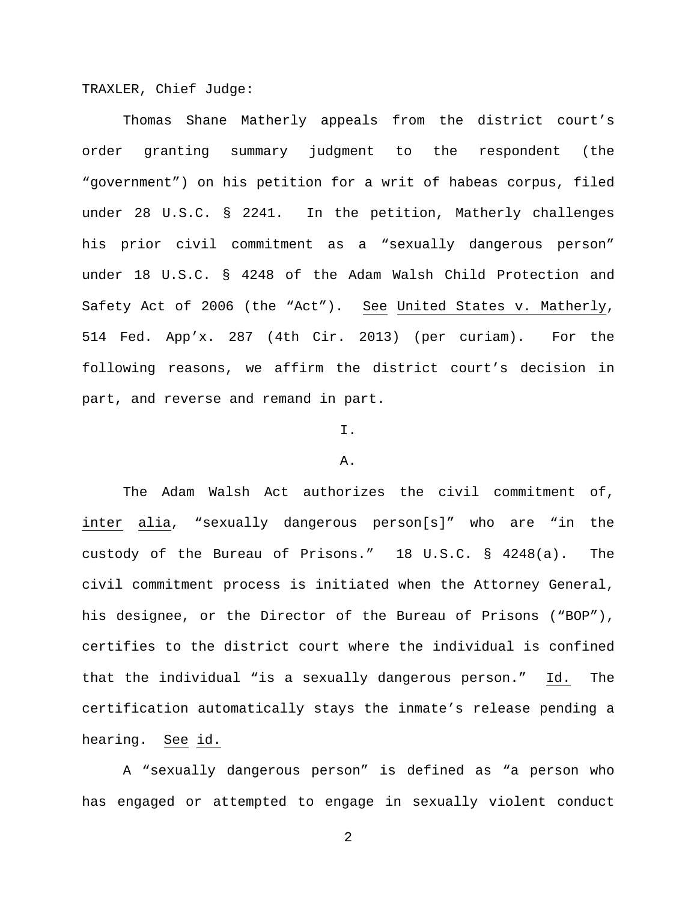TRAXLER, Chief Judge:

Thomas Shane Matherly appeals from the district court's order granting summary judgment to the respondent (the "government") on his petition for a writ of habeas corpus, filed under 28 U.S.C. § 2241. In the petition, Matherly challenges his prior civil commitment as a "sexually dangerous person" under 18 U.S.C. § 4248 of the Adam Walsh Child Protection and Safety Act of 2006 (the "Act"). See United States v. Matherly, 514 Fed. App'x. 287 (4th Cir. 2013) (per curiam). For the following reasons, we affirm the district court's decision in part, and reverse and remand in part.

I.

A.

The Adam Walsh Act authorizes the civil commitment of, inter alia, "sexually dangerous person[s]" who are "in the custody of the Bureau of Prisons." 18 U.S.C. § 4248(a). The civil commitment process is initiated when the Attorney General, his designee, or the Director of the Bureau of Prisons ("BOP"), certifies to the district court where the individual is confined that the individual "is a sexually dangerous person." Id. The certification automatically stays the inmate's release pending a hearing. See id.

A "sexually dangerous person" is defined as "a person who has engaged or attempted to engage in sexually violent conduct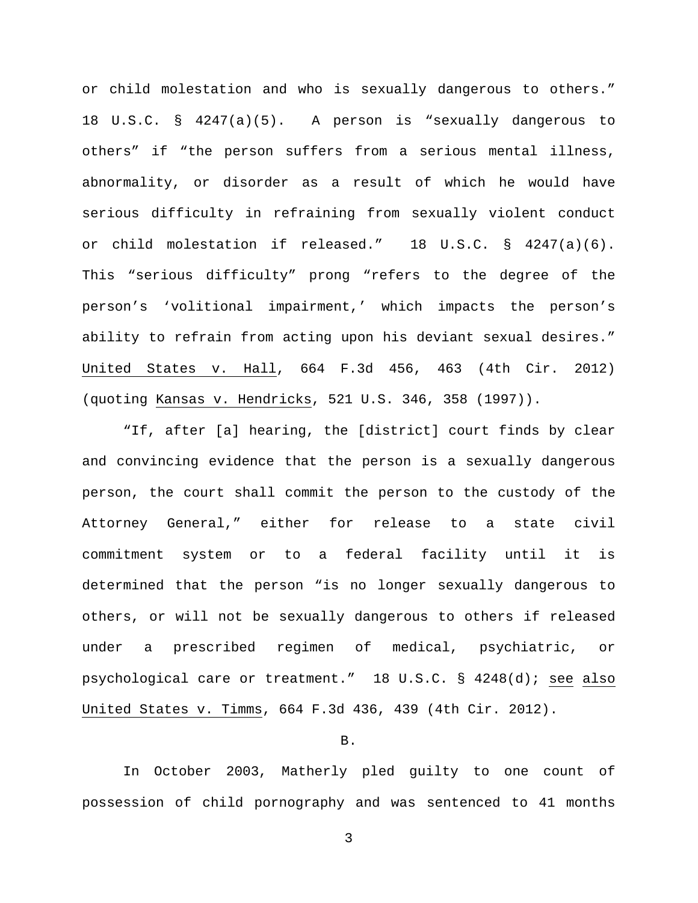or child molestation and who is sexually dangerous to others." 18 U.S.C. § 4247(a)(5). A person is "sexually dangerous to others" if "the person suffers from a serious mental illness, abnormality, or disorder as a result of which he would have serious difficulty in refraining from sexually violent conduct or child molestation if released." 18 U.S.C. § 4247(a)(6). This "serious difficulty" prong "refers to the degree of the person's 'volitional impairment,' which impacts the person's ability to refrain from acting upon his deviant sexual desires." United States v. Hall, 664 F.3d 456, 463 (4th Cir. 2012) (quoting Kansas v. Hendricks, 521 U.S. 346, 358 (1997)).

"If, after [a] hearing, the [district] court finds by clear and convincing evidence that the person is a sexually dangerous person, the court shall commit the person to the custody of the Attorney General," either for release to a state civil commitment system or to a federal facility until it is determined that the person "is no longer sexually dangerous to others, or will not be sexually dangerous to others if released under a prescribed regimen of medical, psychiatric, or psychological care or treatment." 18 U.S.C. § 4248(d); see also United States v. Timms, 664 F.3d 436, 439 (4th Cir. 2012).

B.

In October 2003, Matherly pled guilty to one count of possession of child pornography and was sentenced to 41 months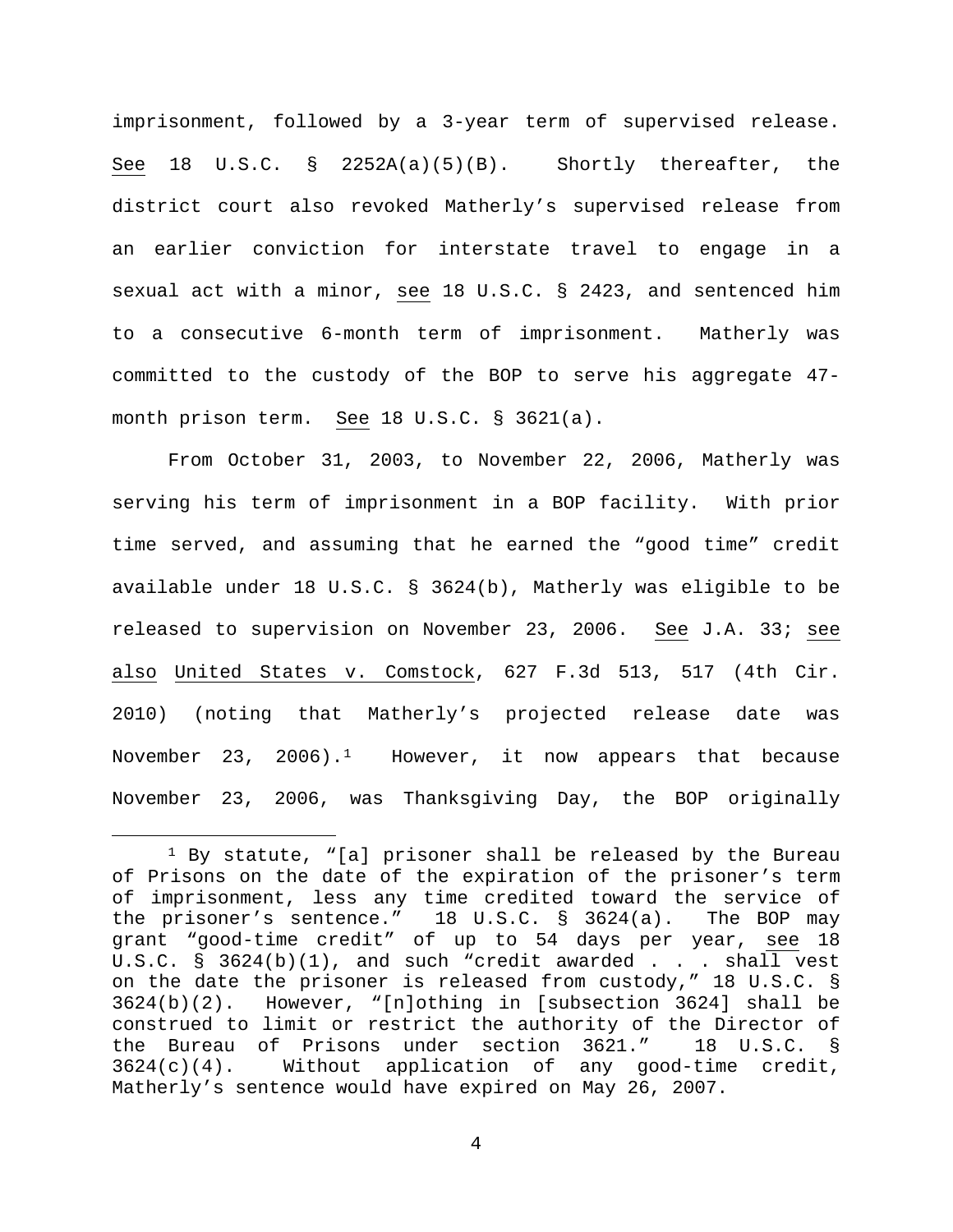imprisonment, followed by a 3-year term of supervised release. See 18 U.S.C. § 2252A(a)(5)(B). Shortly thereafter, the district court also revoked Matherly's supervised release from an earlier conviction for interstate travel to engage in a sexual act with a minor, see 18 U.S.C. § 2423, and sentenced him to a consecutive 6-month term of imprisonment. Matherly was committed to the custody of the BOP to serve his aggregate 47-month prison term. See 18 U.S.C. § 3621(a).

From October 31, 2003, to November 22, 2006, Matherly was serving his term of imprisonment in a BOP facility. With prior time served, and assuming that he earned the "good time" credit available under 18 U.S.C. § 3624(b), Matherly was eligible to be released to supervision on November 23, 2006. See J.A. 33; see also United States v. Comstock, 627 F.3d 513, 517 (4th Cir. 2010) (noting that Matherly's projected release date was November 23, 2006).[1] However, it now appears that because November 23, 2006, was Thanksgiving Day, the BOP originally

[1] By statute, "[a] prisoner shall be released by the Bureau of Prisons on the date of the expiration of the prisoner's term of imprisonment, less any time credited toward the service of the prisoner's sentence." 18 U.S.C. § 3624(a). The BOP may grant "good-time credit" of up to 54 days per year, see 18 U.S.C. § 3624(b)(1), and such "credit awarded . . . shall vest on the date the prisoner is released from custody," 18 U.S.C. § 3624(b)(2). However, "[n]othing in [subsection 3624] shall be construed to limit or restrict the authority of the Director of the Bureau of Prisons under section 3621." 18 U.S.C. § 3624(c)(4). Without application of any good-time credit, Matherly's sentence would have expired on May 26, 2007.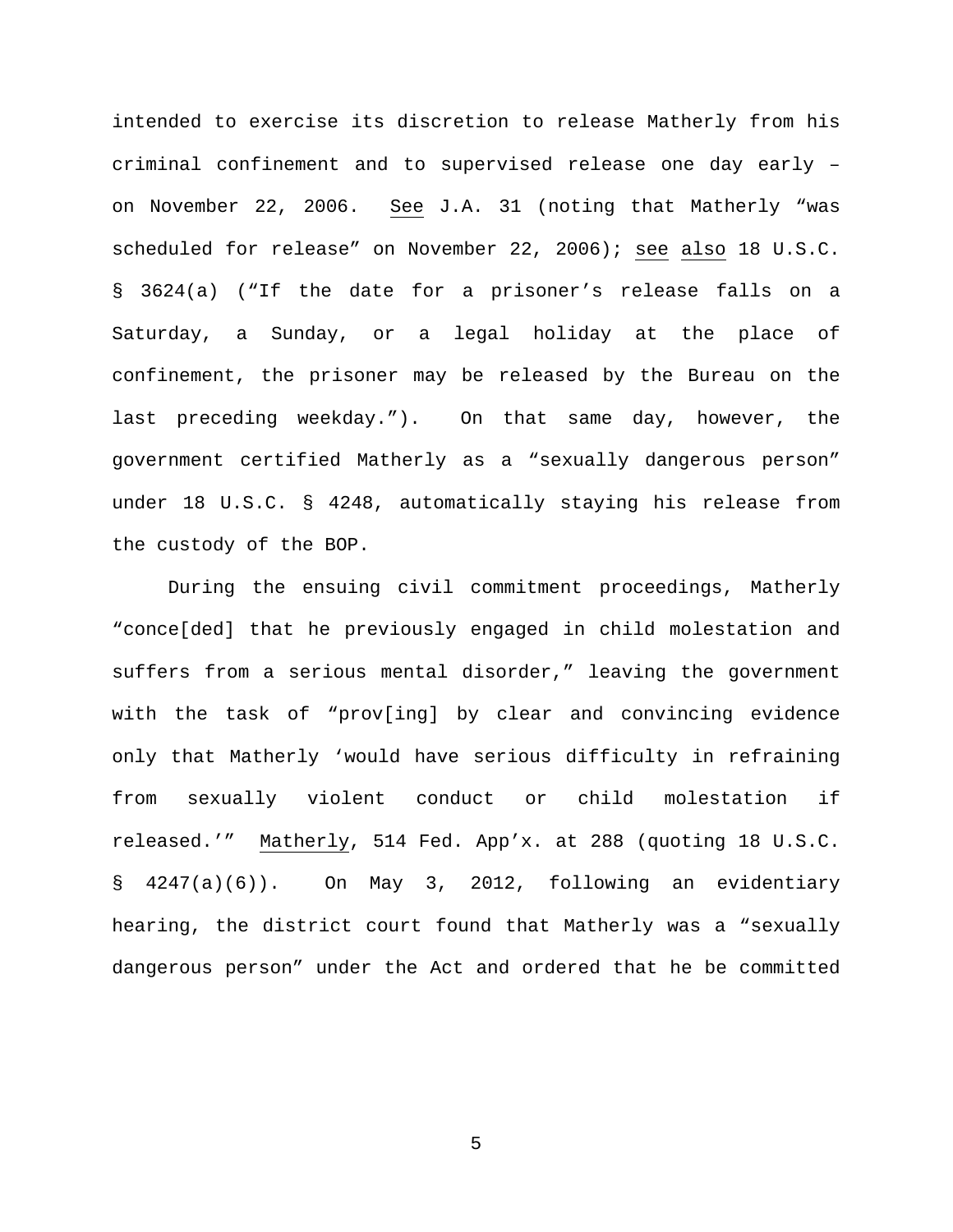intended to exercise its discretion to release Matherly from his criminal confinement and to supervised release one day early – on November 22, 2006. See J.A. 31 (noting that Matherly "was scheduled for release" on November 22, 2006); see also 18 U.S.C. § 3624(a) ("If the date for a prisoner's release falls on a Saturday, a Sunday, or a legal holiday at the place of confinement, the prisoner may be released by the Bureau on the last preceding weekday."). On that same day, however, the government certified Matherly as a "sexually dangerous person" under 18 U.S.C. § 4248, automatically staying his release from the custody of the BOP.

During the ensuing civil commitment proceedings, Matherly "conce[ded] that he previously engaged in child molestation and suffers from a serious mental disorder," leaving the government with the task of "prov[ing] by clear and convincing evidence only that Matherly 'would have serious difficulty in refraining from sexually violent conduct or child molestation if released.'" Matherly, 514 Fed. App'x. at 288 (quoting 18 U.S.C. § 4247(a)(6)). On May 3, 2012, following an evidentiary hearing, the district court found that Matherly was a "sexually dangerous person" under the Act and ordered that he be committed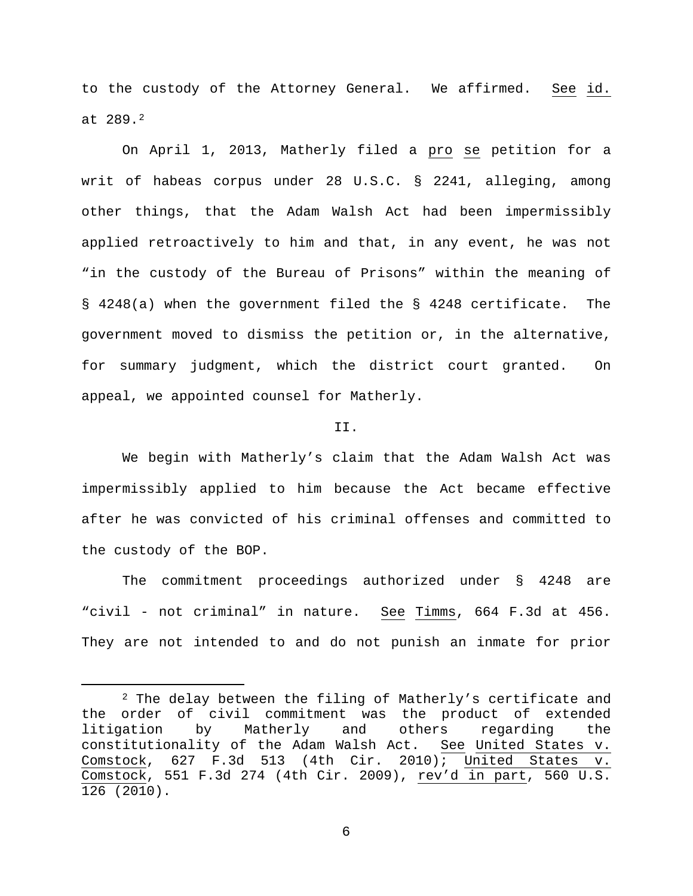to the custody of the Attorney General. We affirmed. See id. at 289.[2]

On April 1, 2013, Matherly filed a pro se petition for a writ of habeas corpus under 28 U.S.C. § 2241, alleging, among other things, that the Adam Walsh Act had been impermissibly applied retroactively to him and that, in any event, he was not "in the custody of the Bureau of Prisons" within the meaning of § 4248(a) when the government filed the § 4248 certificate. The government moved to dismiss the petition or, in the alternative, for summary judgment, which the district court granted. On appeal, we appointed counsel for Matherly.

## II.

We begin with Matherly's claim that the Adam Walsh Act was impermissibly applied to him because the Act became effective after he was convicted of his criminal offenses and committed to the custody of the BOP.

The commitment proceedings authorized under § 4248 are "civil - not criminal" in nature. See Timms, 664 F.3d at 456. They are not intended to and do not punish an inmate for prior

---

[2] The delay between the filing of Matherly's certificate and the order of civil commitment was the product of extended litigation by Matherly and others regarding the constitutionality of the Adam Walsh Act. See United States v. Comstock, 627 F.3d 513 (4th Cir. 2010); United States v. Comstock, 551 F.3d 274 (4th Cir. 2009), rev'd in part, 560 U.S. 126 (2010).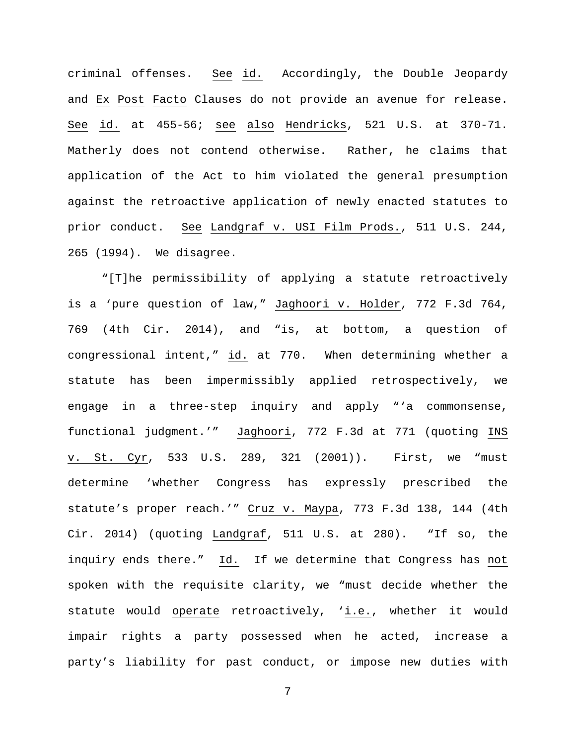criminal offenses. See id. Accordingly, the Double Jeopardy and Ex Post Facto Clauses do not provide an avenue for release. See id. at 455-56; see also Hendricks, 521 U.S. at 370-71. Matherly does not contend otherwise. Rather, he claims that application of the Act to him violated the general presumption against the retroactive application of newly enacted statutes to prior conduct. See Landgraf v. USI Film Prods., 511 U.S. 244, 265 (1994). We disagree.

"[T]he permissibility of applying a statute retroactively is a 'pure question of law," Jaghoori v. Holder, 772 F.3d 764, 769 (4th Cir. 2014), and "is, at bottom, a question of congressional intent," id. at 770. When determining whether a statute has been impermissibly applied retrospectively, we engage in a three-step inquiry and apply "'a commonsense, functional judgment.'" Jaghoori, 772 F.3d at 771 (quoting INS v. St. Cyr, 533 U.S. 289, 321 (2001)). First, we "must determine 'whether Congress has expressly prescribed the statute's proper reach.'" Cruz v. Maypa, 773 F.3d 138, 144 (4th Cir. 2014) (quoting Landgraf, 511 U.S. at 280). "If so, the inquiry ends there." Id. If we determine that Congress has not spoken with the requisite clarity, we "must decide whether the statute would operate retroactively, 'i.e., whether it would impair rights a party possessed when he acted, increase a party's liability for past conduct, or impose new duties with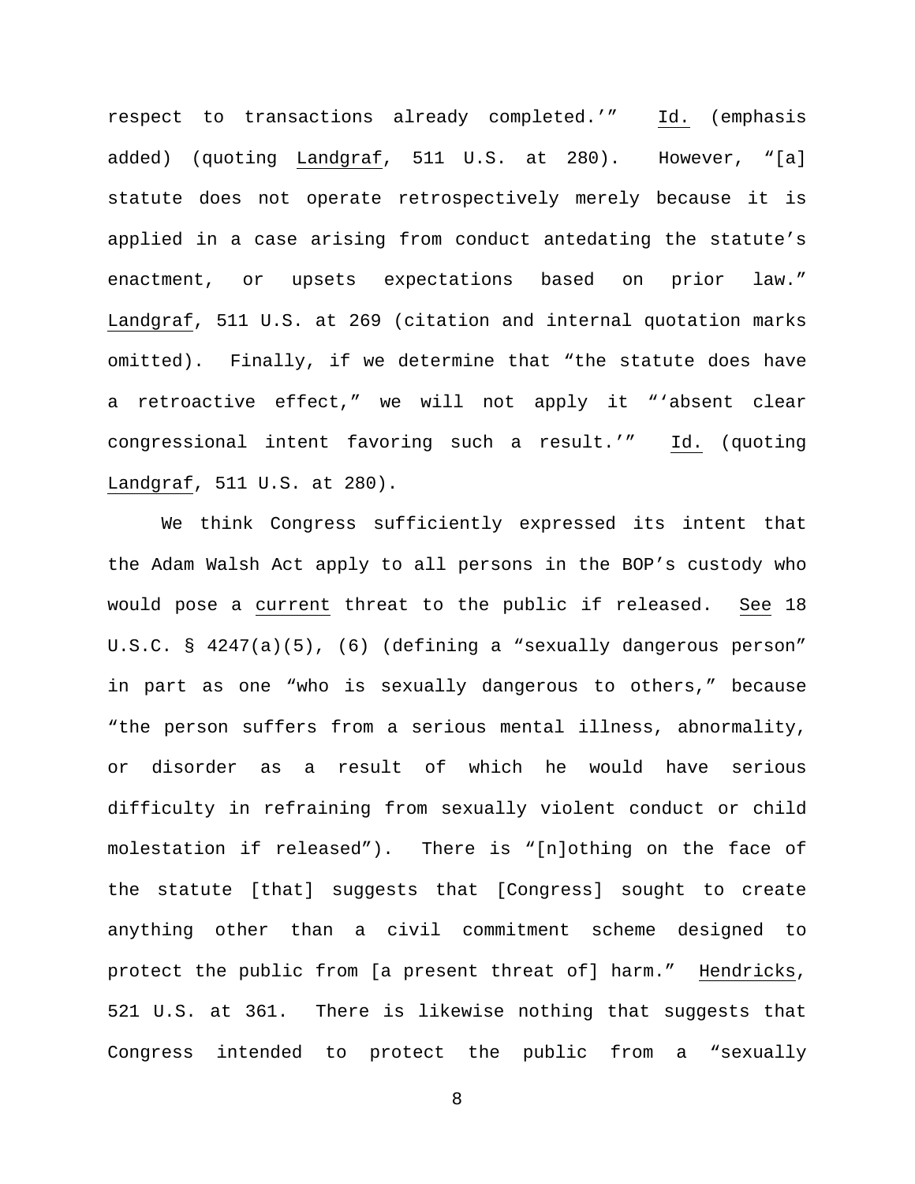respect to transactions already completed.'" Id. (emphasis added) (quoting Landgraf, 511 U.S. at 280). However, "[a] statute does not operate retrospectively merely because it is applied in a case arising from conduct antedating the statute's enactment, or upsets expectations based on prior law." Landgraf, 511 U.S. at 269 (citation and internal quotation marks omitted). Finally, if we determine that "the statute does have a retroactive effect," we will not apply it "'absent clear congressional intent favoring such a result.'" Id. (quoting Landgraf, 511 U.S. at 280).

We think Congress sufficiently expressed its intent that the Adam Walsh Act apply to all persons in the BOP's custody who would pose a current threat to the public if released. See 18 U.S.C. § 4247(a)(5), (6) (defining a "sexually dangerous person" in part as one "who is sexually dangerous to others," because "the person suffers from a serious mental illness, abnormality, or disorder as a result of which he would have serious difficulty in refraining from sexually violent conduct or child molestation if released"). There is "[n]othing on the face of the statute [that] suggests that [Congress] sought to create anything other than a civil commitment scheme designed to protect the public from [a present threat of] harm." Hendricks, 521 U.S. at 361. There is likewise nothing that suggests that Congress intended to protect the public from a "sexually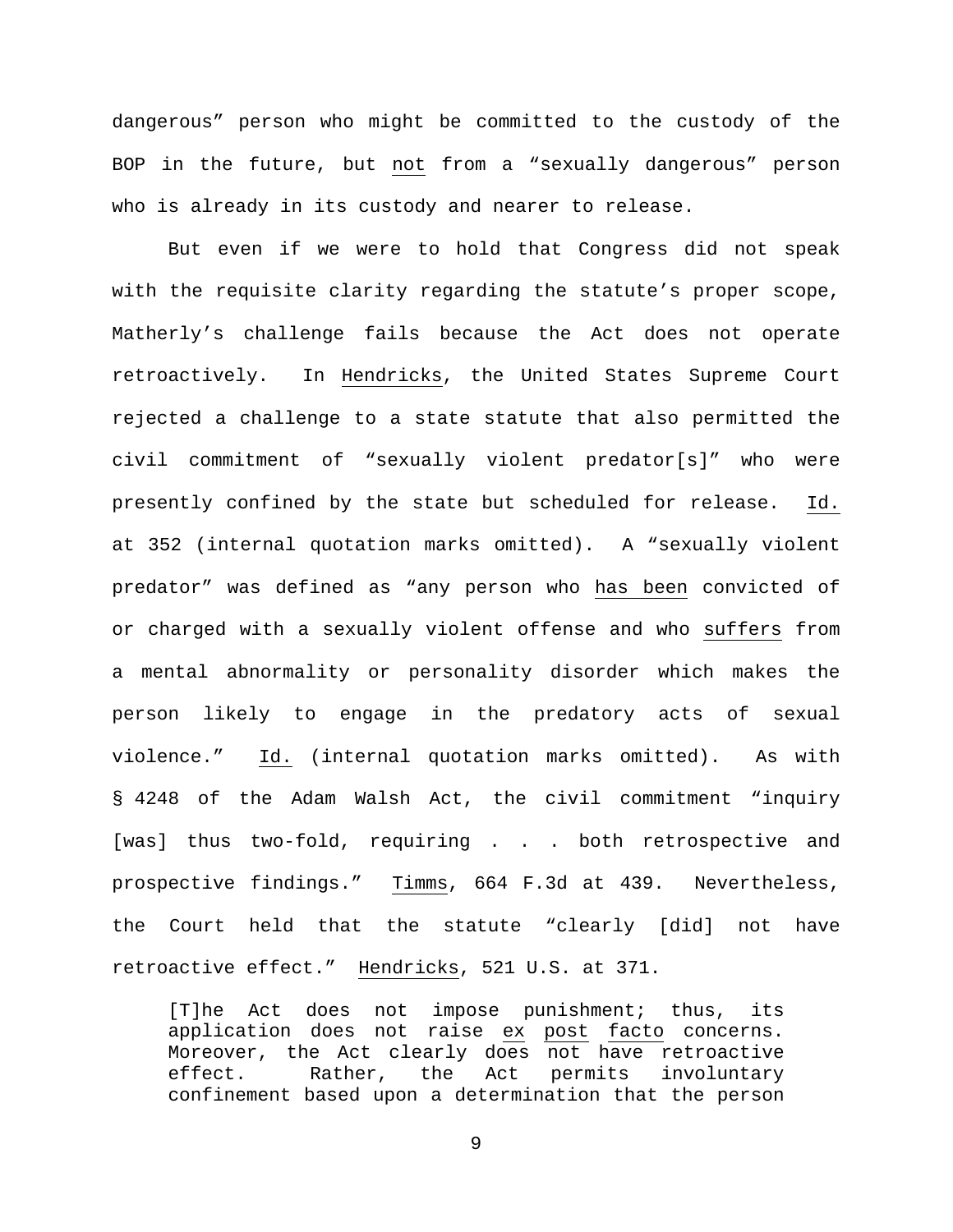dangerous" person who might be committed to the custody of the BOP in the future, but not from a "sexually dangerous" person who is already in its custody and nearer to release.

But even if we were to hold that Congress did not speak with the requisite clarity regarding the statute's proper scope, Matherly's challenge fails because the Act does not operate retroactively. In Hendricks, the United States Supreme Court rejected a challenge to a state statute that also permitted the civil commitment of "sexually violent predator[s]" who were presently confined by the state but scheduled for release. Id. at 352 (internal quotation marks omitted). A "sexually violent predator" was defined as "any person who has been convicted of or charged with a sexually violent offense and who suffers from a mental abnormality or personality disorder which makes the person likely to engage in the predatory acts of sexual violence." Id. (internal quotation marks omitted). As with § 4248 of the Adam Walsh Act, the civil commitment "inquiry [was] thus two-fold, requiring . . . both retrospective and prospective findings." Timms, 664 F.3d at 439. Nevertheless, the Court held that the statute "clearly [did] not have retroactive effect." Hendricks, 521 U.S. at 371.

> [T]he Act does not impose punishment; thus, its application does not raise ex post facto concerns. Moreover, the Act clearly does not have retroactive effect. Rather, the Act permits involuntary confinement based upon a determination that the person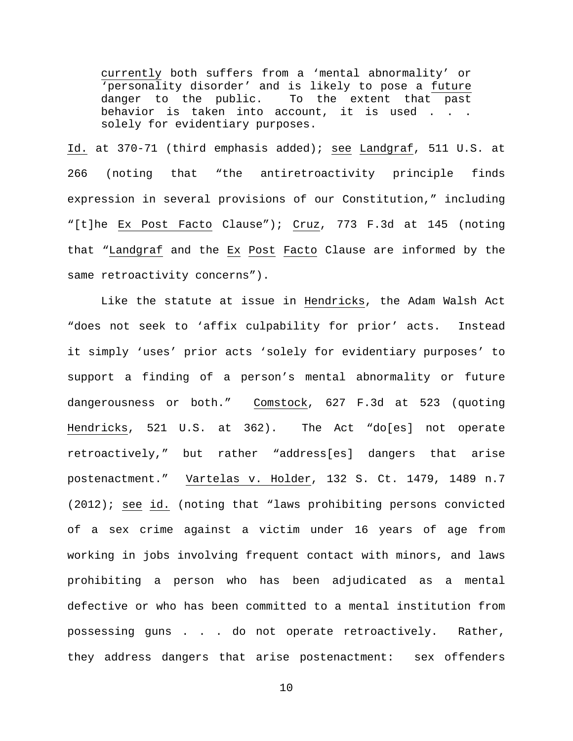> currently both suffers from a 'mental abnormality' or 'personality disorder' and is likely to pose a future danger to the public. To the extent that past behavior is taken into account, it is used . . . solely for evidentiary purposes.

Id. at 370-71 (third emphasis added); see Landgraf, 511 U.S. at 266 (noting that "the antiretroactivity principle finds expression in several provisions of our Constitution," including "[t]he Ex Post Facto Clause"); Cruz, 773 F.3d at 145 (noting that "Landgraf and the Ex Post Facto Clause are informed by the same retroactivity concerns").

Like the statute at issue in Hendricks, the Adam Walsh Act "does not seek to 'affix culpability for prior' acts. Instead it simply 'uses' prior acts 'solely for evidentiary purposes' to support a finding of a person's mental abnormality or future dangerousness or both." Comstock, 627 F.3d at 523 (quoting Hendricks, 521 U.S. at 362). The Act "do[es] not operate retroactively," but rather "address[es] dangers that arise postenactment." Vartelas v. Holder, 132 S. Ct. 1479, 1489 n.7 (2012); see id. (noting that "laws prohibiting persons convicted of a sex crime against a victim under 16 years of age from working in jobs involving frequent contact with minors, and laws prohibiting a person who has been adjudicated as a mental defective or who has been committed to a mental institution from possessing guns . . . do not operate retroactively. Rather, they address dangers that arise postenactment: sex offenders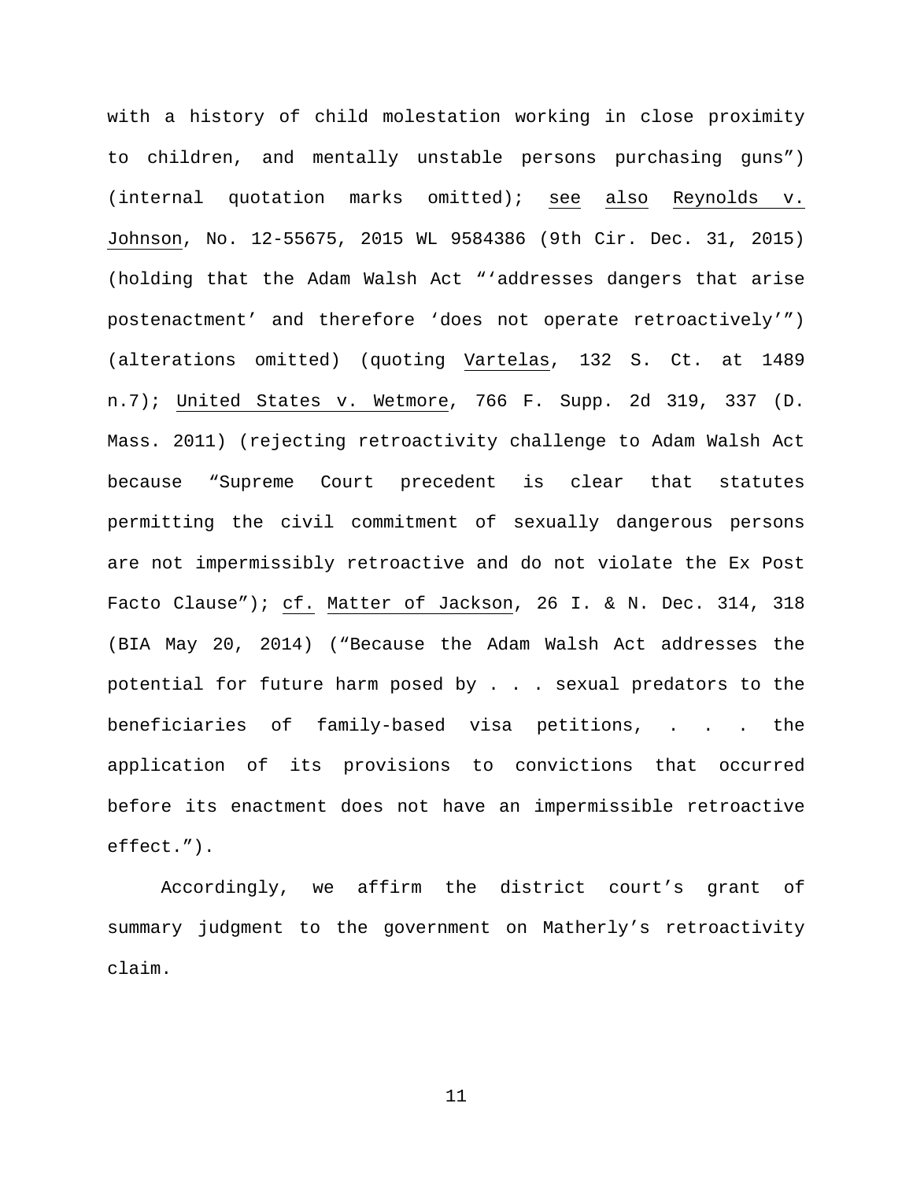with a history of child molestation working in close proximity to children, and mentally unstable persons purchasing guns") (internal quotation marks omitted); see also Reynolds v. Johnson, No. 12-55675, 2015 WL 9584386 (9th Cir. Dec. 31, 2015) (holding that the Adam Walsh Act "'addresses dangers that arise postenactment' and therefore 'does not operate retroactively'") (alterations omitted) (quoting Vartelas, 132 S. Ct. at 1489 n.7); United States v. Wetmore, 766 F. Supp. 2d 319, 337 (D. Mass. 2011) (rejecting retroactivity challenge to Adam Walsh Act because "Supreme Court precedent is clear that statutes permitting the civil commitment of sexually dangerous persons are not impermissibly retroactive and do not violate the Ex Post Facto Clause"); cf. Matter of Jackson, 26 I. & N. Dec. 314, 318 (BIA May 20, 2014) ("Because the Adam Walsh Act addresses the potential for future harm posed by . . . sexual predators to the beneficiaries of family-based visa petitions, . . . the application of its provisions to convictions that occurred before its enactment does not have an impermissible retroactive effect.").

Accordingly, we affirm the district court's grant of summary judgment to the government on Matherly's retroactivity claim.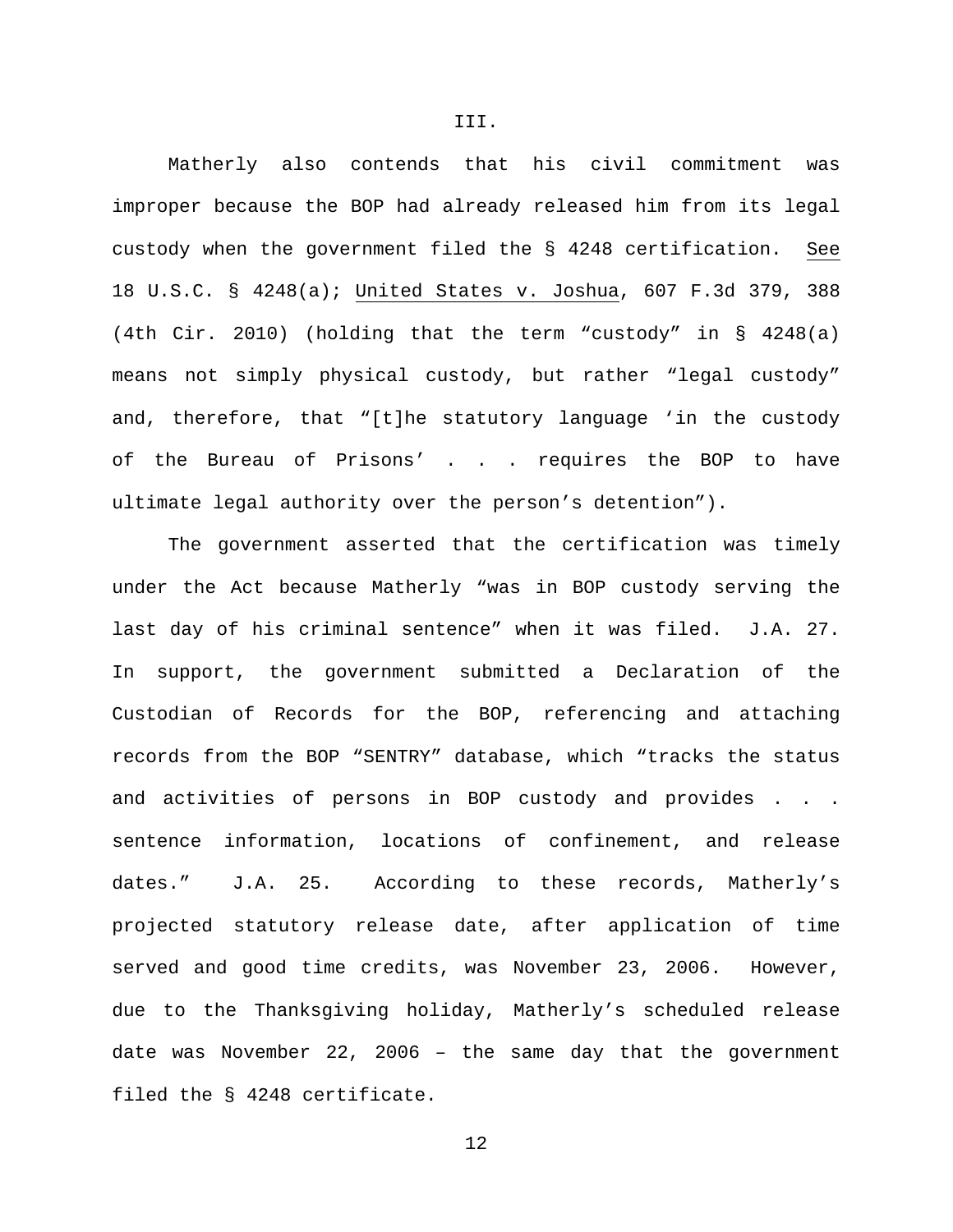III.

Matherly also contends that his civil commitment was improper because the BOP had already released him from its legal custody when the government filed the § 4248 certification. See 18 U.S.C. § 4248(a); United States v. Joshua, 607 F.3d 379, 388 (4th Cir. 2010) (holding that the term "custody" in § 4248(a) means not simply physical custody, but rather "legal custody" and, therefore, that "[t]he statutory language 'in the custody of the Bureau of Prisons' . . . requires the BOP to have ultimate legal authority over the person's detention").

The government asserted that the certification was timely under the Act because Matherly "was in BOP custody serving the last day of his criminal sentence" when it was filed. J.A. 27. In support, the government submitted a Declaration of the Custodian of Records for the BOP, referencing and attaching records from the BOP "SENTRY" database, which "tracks the status and activities of persons in BOP custody and provides . . . sentence information, locations of confinement, and release dates." J.A. 25. According to these records, Matherly's projected statutory release date, after application of time served and good time credits, was November 23, 2006. However, due to the Thanksgiving holiday, Matherly's scheduled release date was November 22, 2006 – the same day that the government filed the § 4248 certificate.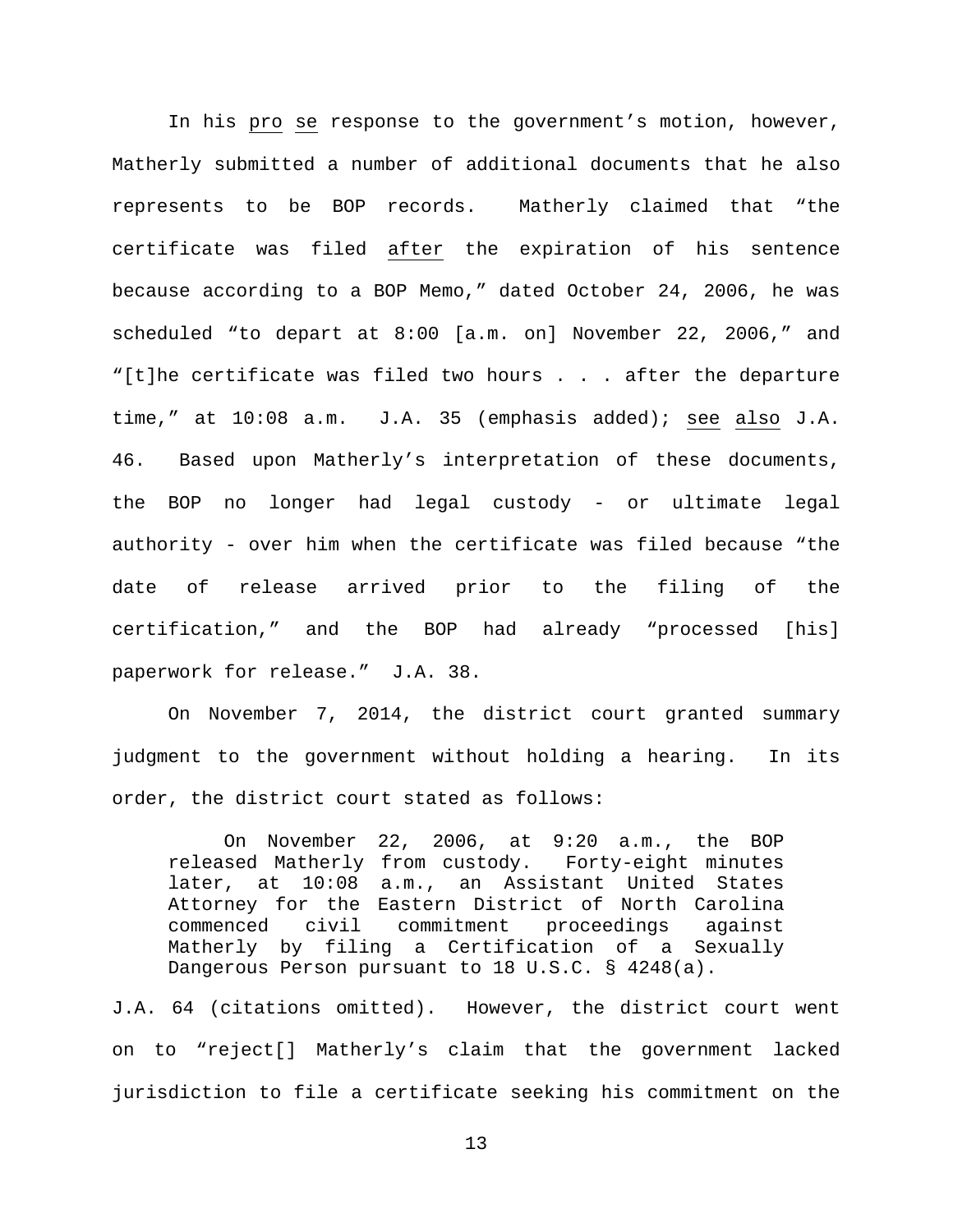In his pro se response to the government's motion, however, Matherly submitted a number of additional documents that he also represents to be BOP records. Matherly claimed that "the certificate was filed after the expiration of his sentence because according to a BOP Memo," dated October 24, 2006, he was scheduled "to depart at 8:00 [a.m. on] November 22, 2006," and "[t]he certificate was filed two hours . . . after the departure time," at 10:08 a.m. J.A. 35 (emphasis added); see also J.A. 46. Based upon Matherly's interpretation of these documents, the BOP no longer had legal custody - or ultimate legal authority - over him when the certificate was filed because "the date of release arrived prior to the filing of the certification," and the BOP had already "processed [his] paperwork for release." J.A. 38.

On November 7, 2014, the district court granted summary judgment to the government without holding a hearing. In its order, the district court stated as follows:

> On November 22, 2006, at 9:20 a.m., the BOP released Matherly from custody. Forty-eight minutes later, at 10:08 a.m., an Assistant United States Attorney for the Eastern District of North Carolina commenced civil commitment proceedings against Matherly by filing a Certification of a Sexually Dangerous Person pursuant to 18 U.S.C. § 4248(a).

J.A. 64 (citations omitted). However, the district court went on to "reject[] Matherly's claim that the government lacked jurisdiction to file a certificate seeking his commitment on the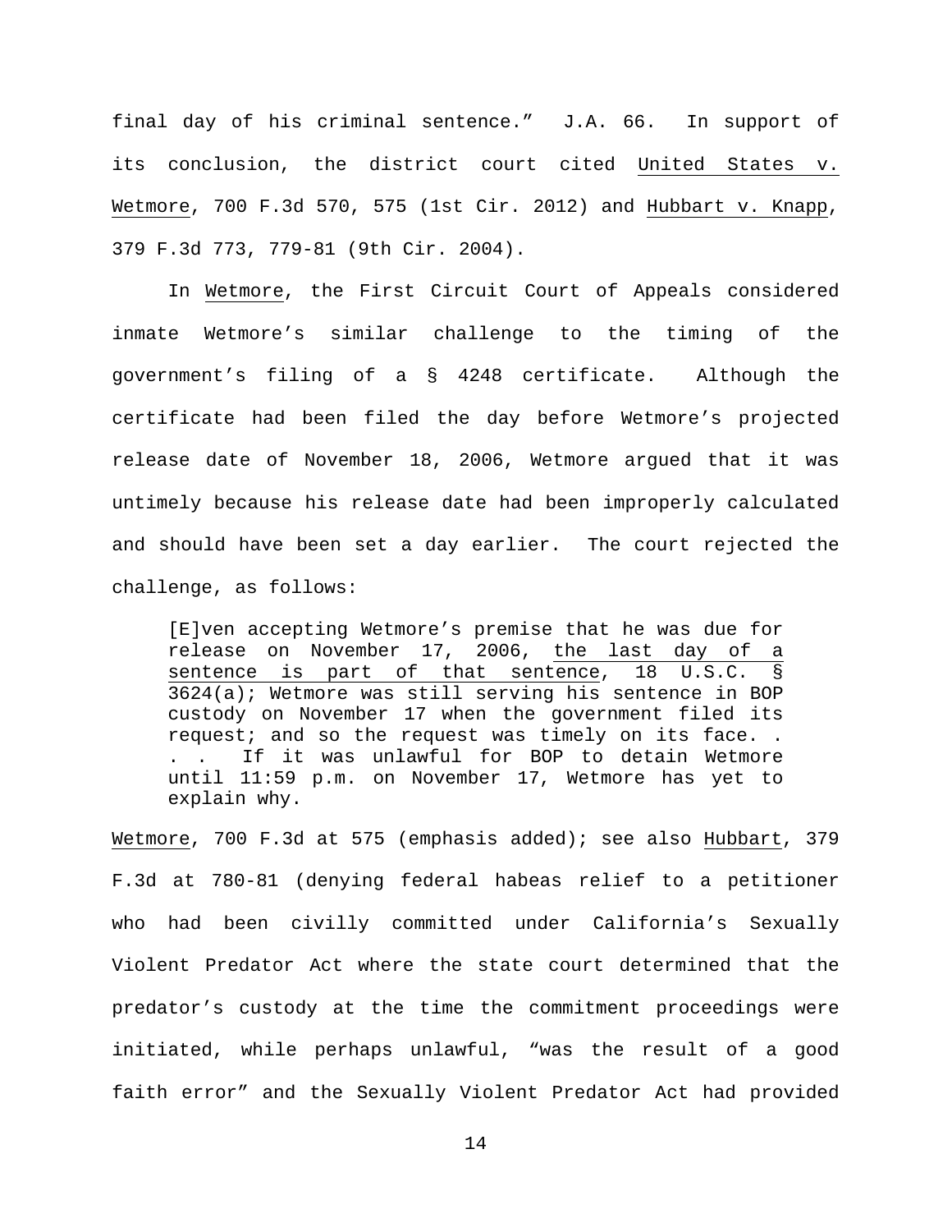final day of his criminal sentence." J.A. 66. In support of its conclusion, the district court cited United States v. Wetmore, 700 F.3d 570, 575 (1st Cir. 2012) and Hubbart v. Knapp, 379 F.3d 773, 779-81 (9th Cir. 2004).

In Wetmore, the First Circuit Court of Appeals considered inmate Wetmore's similar challenge to the timing of the government's filing of a § 4248 certificate. Although the certificate had been filed the day before Wetmore's projected release date of November 18, 2006, Wetmore argued that it was untimely because his release date had been improperly calculated and should have been set a day earlier. The court rejected the challenge, as follows:

> [E]ven accepting Wetmore's premise that he was due for release on November 17, 2006, the last day of a sentence is part of that sentence, 18 U.S.C. § 3624(a); Wetmore was still serving his sentence in BOP custody on November 17 when the government filed its request; and so the request was timely on its face. . . . If it was unlawful for BOP to detain Wetmore until 11:59 p.m. on November 17, Wetmore has yet to explain why.

Wetmore, 700 F.3d at 575 (emphasis added); see also Hubbart, 379 F.3d at 780-81 (denying federal habeas relief to a petitioner who had been civilly committed under California's Sexually Violent Predator Act where the state court determined that the predator's custody at the time the commitment proceedings were initiated, while perhaps unlawful, "was the result of a good faith error" and the Sexually Violent Predator Act had provided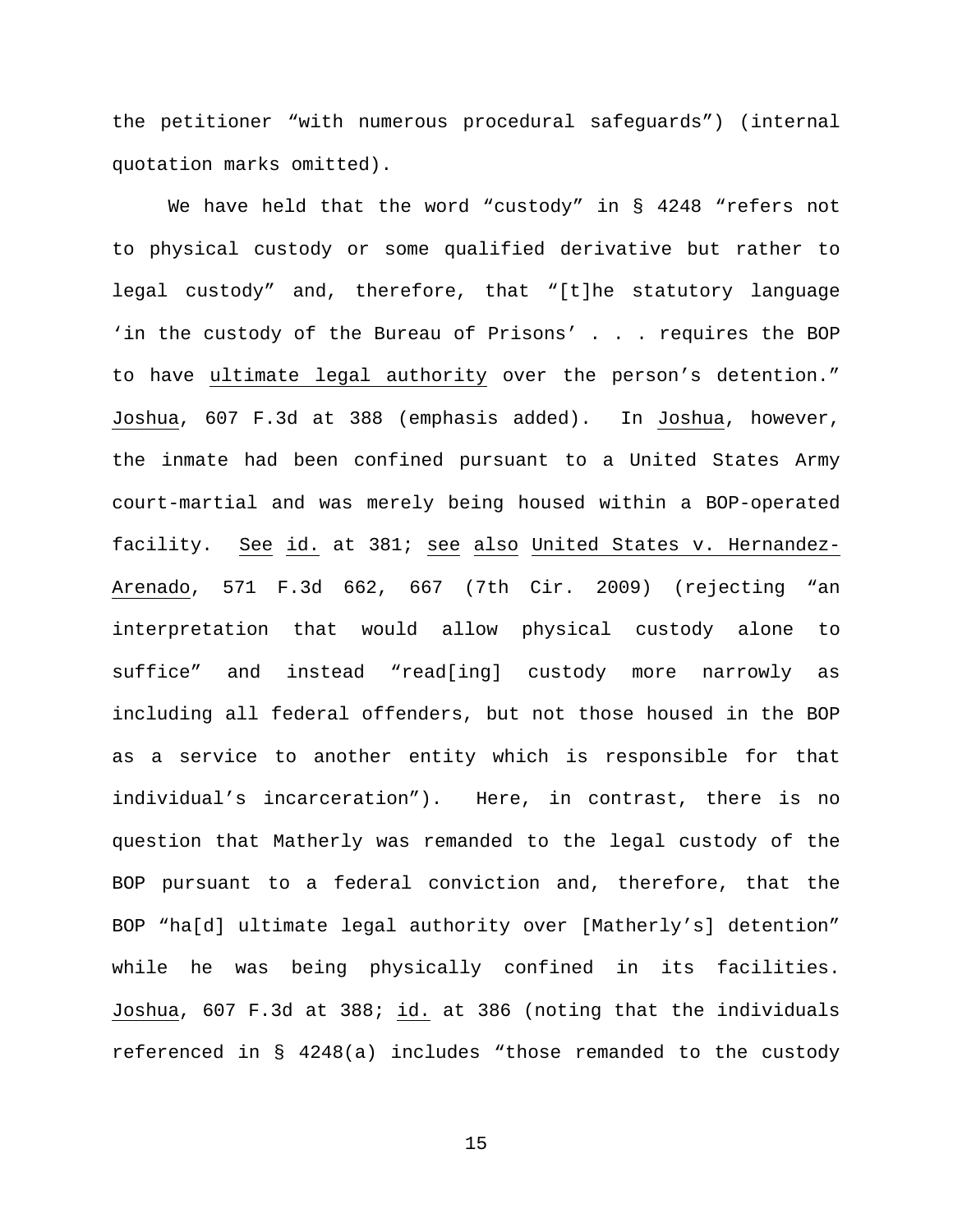the petitioner "with numerous procedural safeguards") (internal quotation marks omitted).

We have held that the word "custody" in § 4248 "refers not to physical custody or some qualified derivative but rather to legal custody" and, therefore, that "[t]he statutory language 'in the custody of the Bureau of Prisons' . . . requires the BOP to have ultimate legal authority over the person's detention." Joshua, 607 F.3d at 388 (emphasis added). In Joshua, however, the inmate had been confined pursuant to a United States Army court-martial and was merely being housed within a BOP-operated facility. See id. at 381; see also United States v. Hernandez-Arenado, 571 F.3d 662, 667 (7th Cir. 2009) (rejecting "an interpretation that would allow physical custody alone to suffice" and instead "read[ing] custody more narrowly as including all federal offenders, but not those housed in the BOP as a service to another entity which is responsible for that individual's incarceration"). Here, in contrast, there is no question that Matherly was remanded to the legal custody of the BOP pursuant to a federal conviction and, therefore, that the BOP "ha[d] ultimate legal authority over [Matherly's] detention" while he was being physically confined in its facilities. Joshua, 607 F.3d at 388; id. at 386 (noting that the individuals referenced in § 4248(a) includes "those remanded to the custody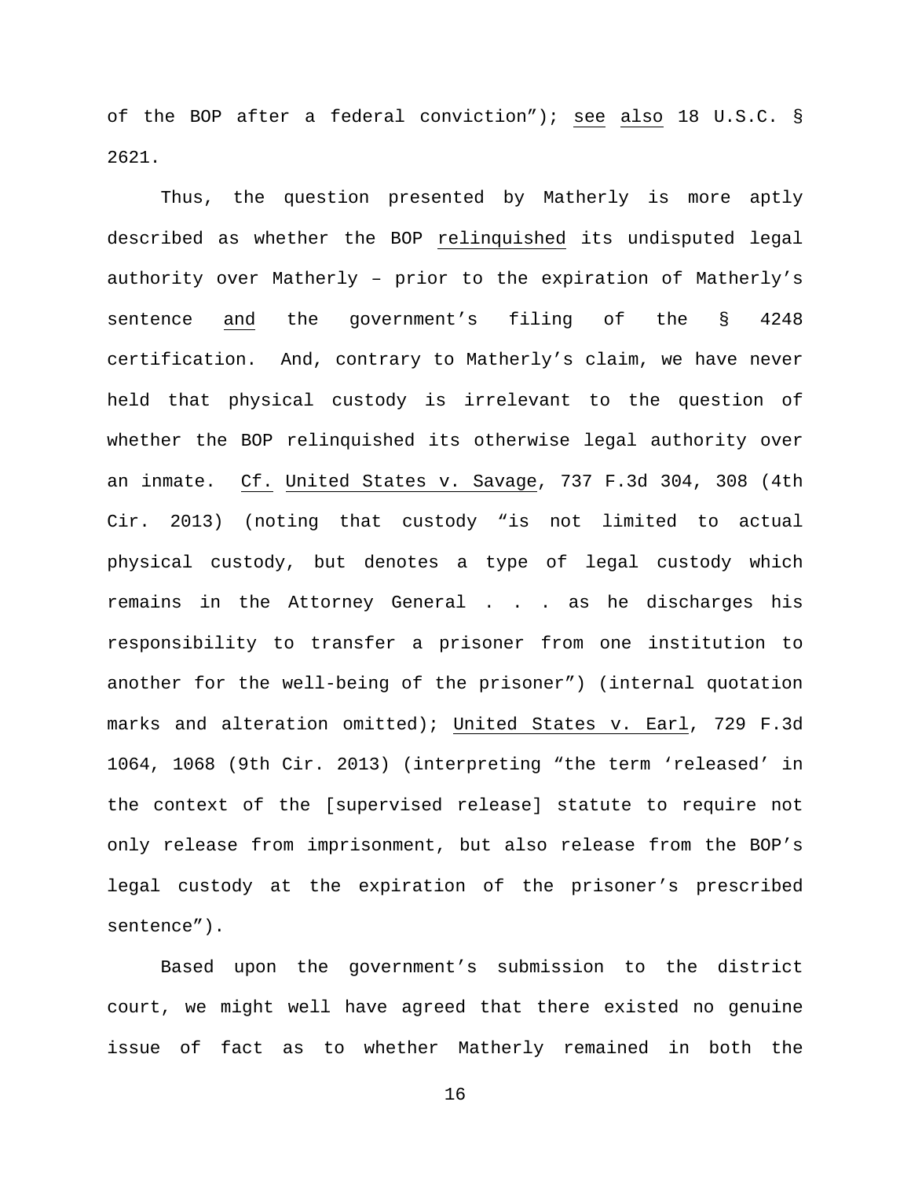of the BOP after a federal conviction"); see also 18 U.S.C. § 2621.

Thus, the question presented by Matherly is more aptly described as whether the BOP relinquished its undisputed legal authority over Matherly – prior to the expiration of Matherly's sentence and the government's filing of the § 4248 certification. And, contrary to Matherly's claim, we have never held that physical custody is irrelevant to the question of whether the BOP relinquished its otherwise legal authority over an inmate. Cf. United States v. Savage, 737 F.3d 304, 308 (4th Cir. 2013) (noting that custody "is not limited to actual physical custody, but denotes a type of legal custody which remains in the Attorney General . . . as he discharges his responsibility to transfer a prisoner from one institution to another for the well-being of the prisoner") (internal quotation marks and alteration omitted); United States v. Earl, 729 F.3d 1064, 1068 (9th Cir. 2013) (interpreting "the term 'released' in the context of the [supervised release] statute to require not only release from imprisonment, but also release from the BOP's legal custody at the expiration of the prisoner's prescribed sentence").

Based upon the government's submission to the district court, we might well have agreed that there existed no genuine issue of fact as to whether Matherly remained in both the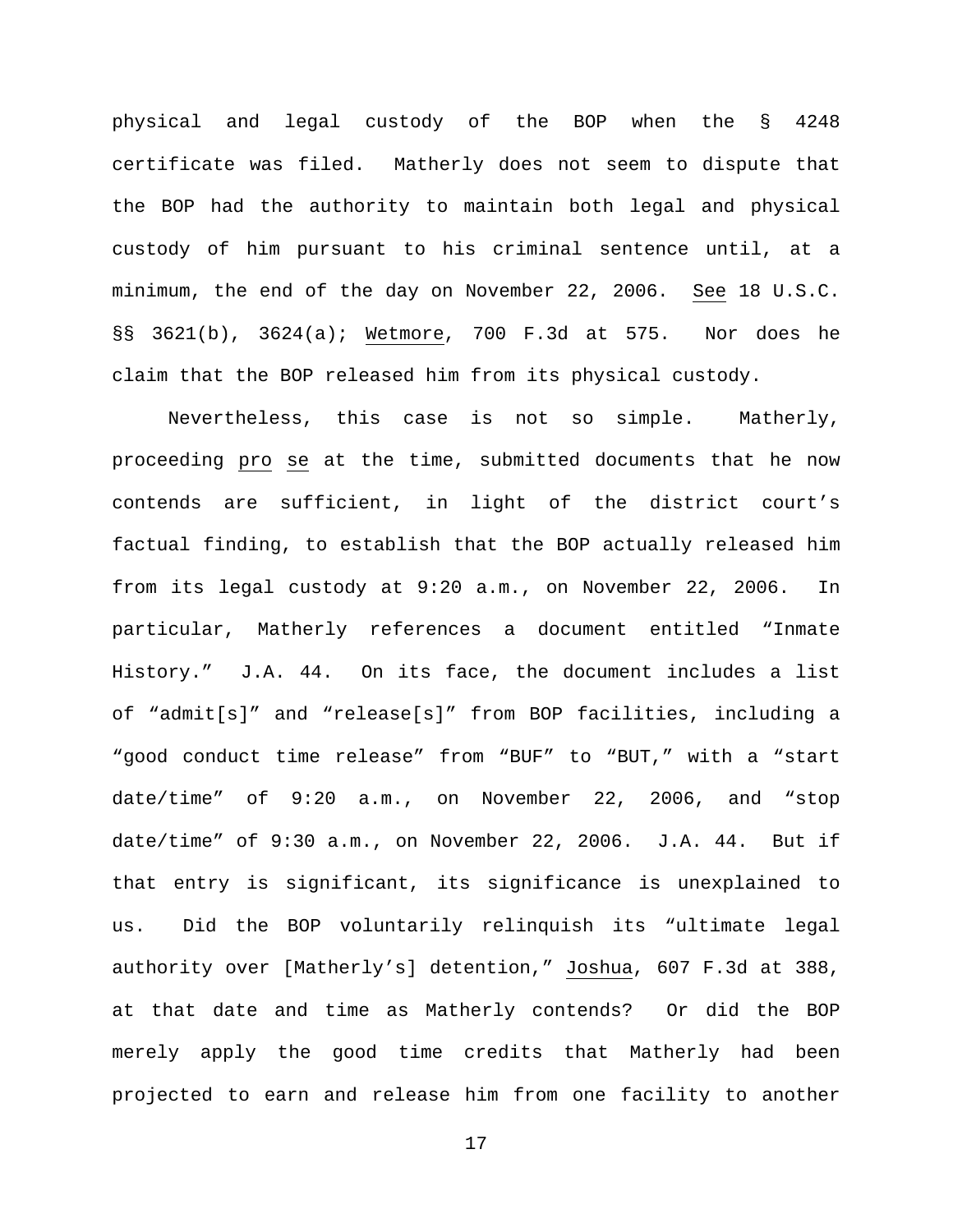physical and legal custody of the BOP when the § 4248 certificate was filed. Matherly does not seem to dispute that the BOP had the authority to maintain both legal and physical custody of him pursuant to his criminal sentence until, at a minimum, the end of the day on November 22, 2006. See 18 U.S.C. §§ 3621(b), 3624(a); Wetmore, 700 F.3d at 575. Nor does he claim that the BOP released him from its physical custody.

Nevertheless, this case is not so simple. Matherly, proceeding pro se at the time, submitted documents that he now contends are sufficient, in light of the district court's factual finding, to establish that the BOP actually released him from its legal custody at 9:20 a.m., on November 22, 2006. In particular, Matherly references a document entitled "Inmate History." J.A. 44. On its face, the document includes a list of "admit[s]" and "release[s]" from BOP facilities, including a "good conduct time release" from "BUF" to "BUT," with a "start date/time" of 9:20 a.m., on November 22, 2006, and "stop date/time" of 9:30 a.m., on November 22, 2006. J.A. 44. But if that entry is significant, its significance is unexplained to us. Did the BOP voluntarily relinquish its "ultimate legal authority over [Matherly's] detention," Joshua, 607 F.3d at 388, at that date and time as Matherly contends? Or did the BOP merely apply the good time credits that Matherly had been projected to earn and release him from one facility to another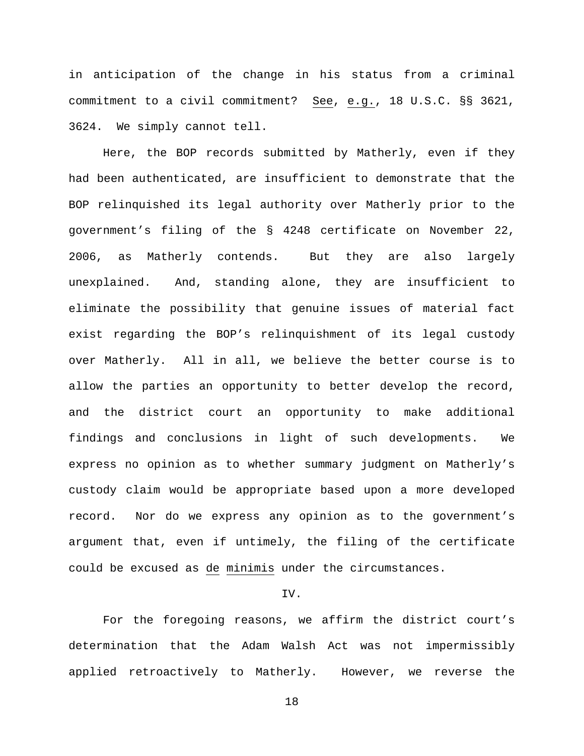in anticipation of the change in his status from a criminal commitment to a civil commitment? _See_, _e.g._, 18 U.S.C. §§ 3621, 3624. We simply cannot tell.

Here, the BOP records submitted by Matherly, even if they had been authenticated, are insufficient to demonstrate that the BOP relinquished its legal authority over Matherly prior to the government's filing of the § 4248 certificate on November 22, 2006, as Matherly contends. But they are also largely unexplained. And, standing alone, they are insufficient to eliminate the possibility that genuine issues of material fact exist regarding the BOP's relinquishment of its legal custody over Matherly. All in all, we believe the better course is to allow the parties an opportunity to better develop the record, and the district court an opportunity to make additional findings and conclusions in light of such developments. We express no opinion as to whether summary judgment on Matherly's custody claim would be appropriate based upon a more developed record. Nor do we express any opinion as to the government's argument that, even if untimely, the filing of the certificate could be excused as _de minimis_ under the circumstances.

## IV.

For the foregoing reasons, we affirm the district court's determination that the Adam Walsh Act was not impermissibly applied retroactively to Matherly. However, we reverse the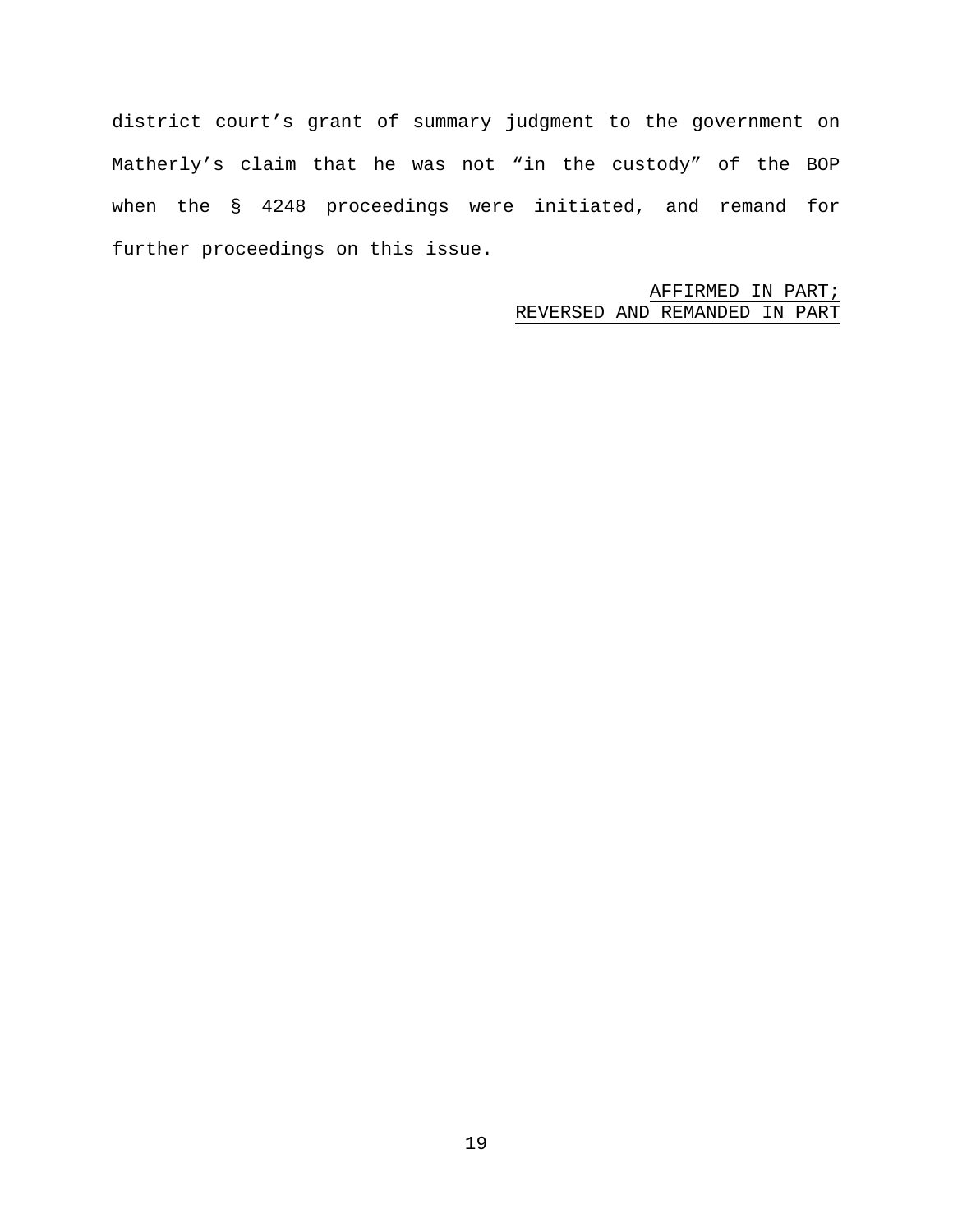district court's grant of summary judgment to the government on Matherly's claim that he was not "in the custody" of the BOP when the § 4248 proceedings were initiated, and remand for further proceedings on this issue.

AFFIRMED IN PART;
REVERSED AND REMANDED IN PART